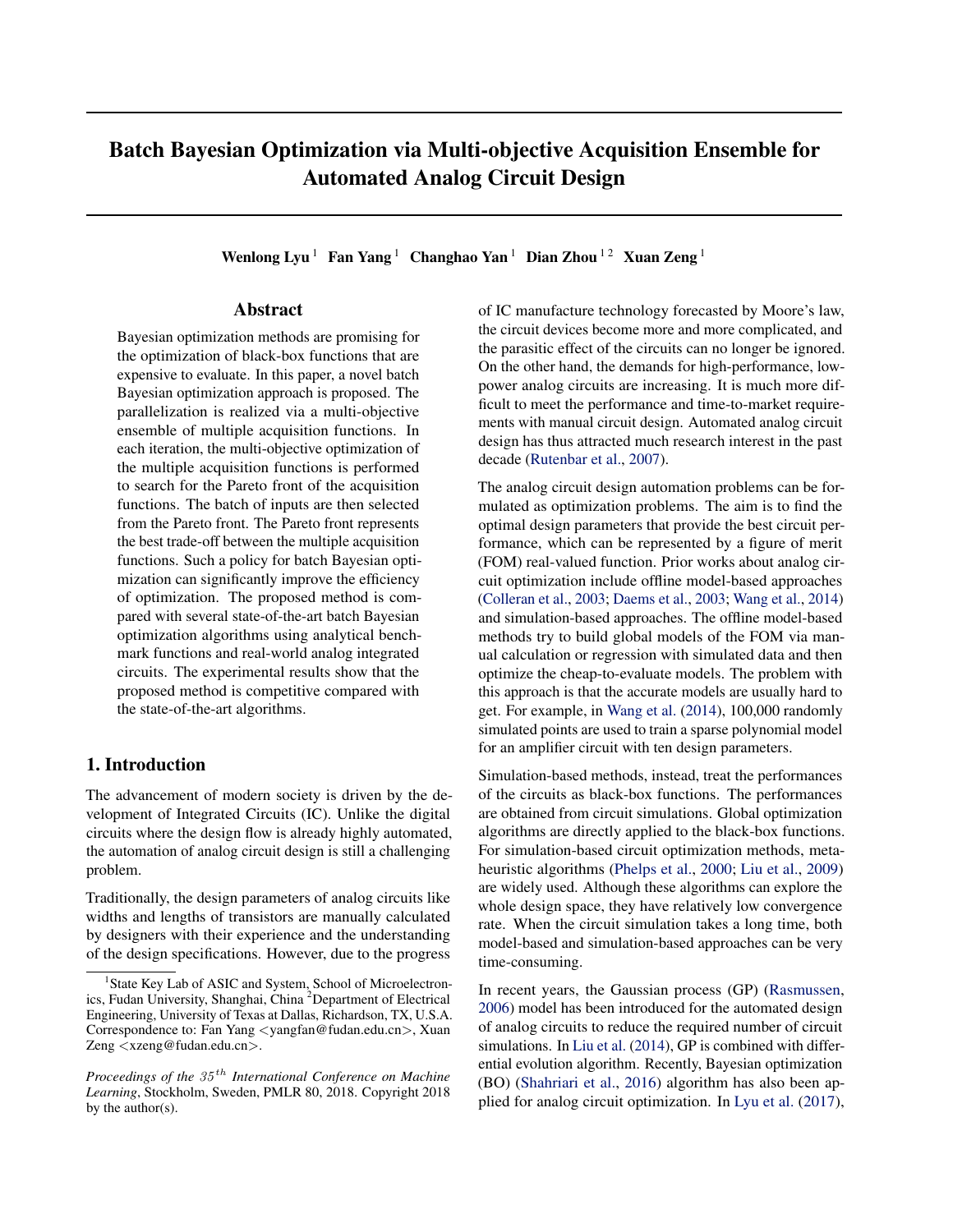# Batch Bayesian Optimization via Multi-objective Acquisition Ensemble for Automated Analog Circuit Design

**Wenlong Lyu** [1] **Fan Yang** [1] **Changhao Yan** [1] **Dian Zhou** [1,2] **Xuan Zeng** [1]

## Abstract

Bayesian optimization methods are promising for the optimization of black-box functions that are expensive to evaluate. In this paper, a novel batch Bayesian optimization approach is proposed. The parallelization is realized via a multi-objective ensemble of multiple acquisition functions. In each iteration, the multi-objective optimization of the multiple acquisition functions is performed to search for the Pareto front of the acquisition functions. The batch of inputs are then selected from the Pareto front. The Pareto front represents the best trade-off between the multiple acquisition functions. Such a policy for batch Bayesian optimization can significantly improve the efficiency of optimization. The proposed method is compared with several state-of-the-art batch Bayesian optimization algorithms using analytical benchmark functions and real-world analog integrated circuits. The experimental results show that the proposed method is competitive compared with the state-of-the-art algorithms.

## 1. Introduction

The advancement of modern society is driven by the development of Integrated Circuits (IC). Unlike the digital circuits where the design flow is already highly automated, the automation of analog circuit design is still a challenging problem.

Traditionally, the design parameters of analog circuits like widths and lengths of transistors are manually calculated by designers with their experience and the understanding of the design specifications. However, due to the progress of IC manufacture technology forecasted by Moore's law, the circuit devices become more and more complicated, and the parasitic effect of the circuits can no longer be ignored. On the other hand, the demands for high-performance, low-power analog circuits are increasing. It is much more difficult to meet the performance and time-to-market requirements with manual circuit design. Automated analog circuit design has thus attracted much research interest in the past decade (Rutenbar et al., 2007).

The analog circuit design automation problems can be formulated as optimization problems. The aim is to find the optimal design parameters that provide the best circuit performance, which can be represented by a figure of merit (FOM) real-valued function. Prior works about analog circuit optimization include offline model-based approaches (Colleran et al., 2003; Daems et al., 2003; Wang et al., 2014) and simulation-based approaches. The offline model-based methods try to build global models of the FOM via manual calculation or regression with simulated data and then optimize the cheap-to-evaluate models. The problem with this approach is that the accurate models are usually hard to get. For example, in Wang et al. (2014), 100,000 randomly simulated points are used to train a sparse polynomial model for an amplifier circuit with ten design parameters.

Simulation-based methods, instead, treat the performances of the circuits as black-box functions. The performances are obtained from circuit simulations. Global optimization algorithms are directly applied to the black-box functions. For simulation-based circuit optimization methods, meta-heuristic algorithms (Phelps et al., 2000; Liu et al., 2009) are widely used. Although these algorithms can explore the whole design space, they have relatively low convergence rate. When the circuit simulation takes a long time, both model-based and simulation-based approaches can be very time-consuming.

In recent years, the Gaussian process (GP) (Rasmussen, 2006) model has been introduced for the automated design of analog circuits to reduce the required number of circuit simulations. In Liu et al. (2014), GP is combined with differential evolution algorithm. Recently, Bayesian optimization (BO) (Shahriari et al., 2016) algorithm has also been applied for analog circuit optimization. In Lyu et al. (2017),

---

[1]State Key Lab of ASIC and System, School of Microelectronics, Fudan University, Shanghai, China [2]Department of Electrical Engineering, University of Texas at Dallas, Richardson, TX, U.S.A. Correspondence to: Fan Yang <yangfan@fudan.edu.cn>, Xuan Zeng <xzeng@fudan.edu.cn>.

*Proceedings of the $35^{th}$ International Conference on Machine Learning*, Stockholm, Sweden, PMLR 80, 2018. Copyright 2018 by the author(s).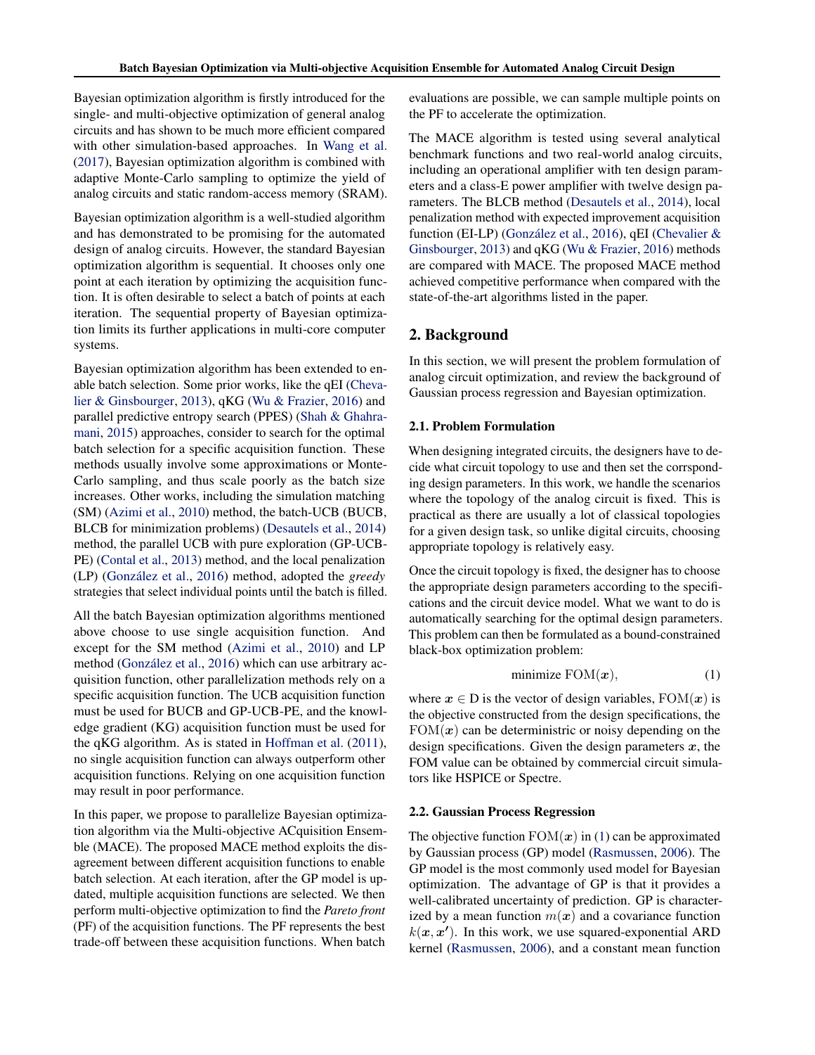Bayesian optimization algorithm is firstly introduced for the single- and multi-objective optimization of general analog circuits and has shown to be much more efficient compared with other simulation-based approaches. In Wang et al. (2017), Bayesian optimization algorithm is combined with adaptive Monte-Carlo sampling to optimize the yield of analog circuits and static random-access memory (SRAM).

Bayesian optimization algorithm is a well-studied algorithm and has demonstrated to be promising for the automated design of analog circuits. However, the standard Bayesian optimization algorithm is sequential. It chooses only one point at each iteration by optimizing the acquisition function. It is often desirable to select a batch of points at each iteration. The sequential property of Bayesian optimization limits its further applications in multi-core computer systems.

Bayesian optimization algorithm has been extended to enable batch selection. Some prior works, like the qEI (Chevalier & Ginsbourger, 2013), qKG (Wu & Frazier, 2016) and parallel predictive entropy search (PPES) (Shah & Ghahramani, 2015) approaches, consider to search for the optimal batch selection for a specific acquisition function. These methods usually involve some approximations or Monte-Carlo sampling, and thus scale poorly as the batch size increases. Other works, including the simulation matching (SM) (Azimi et al., 2010) method, the batch-UCB (BUCB, BLCB for minimization problems) (Desautels et al., 2014) method, the parallel UCB with pure exploration (GP-UCB-PE) (Contal et al., 2013) method, and the local penalization (LP) (González et al., 2016) method, adopted the *greedy* strategies that select individual points until the batch is filled.

All the batch Bayesian optimization algorithms mentioned above choose to use single acquisition function. And except for the SM method (Azimi et al., 2010) and LP method (González et al., 2016) which can use arbitrary acquisition function, other parallelization methods rely on a specific acquisition function. The UCB acquisition function must be used for BUCB and GP-UCB-PE, and the knowledge gradient (KG) acquisition function must be used for the qKG algorithm. As is stated in Hoffman et al. (2011), no single acquisition function can always outperform other acquisition functions. Relying on one acquisition function may result in poor performance.

In this paper, we propose to parallelize Bayesian optimization algorithm via the Multi-objective ACquisition Ensemble (MACE). The proposed MACE method exploits the disagreement between different acquisition functions to enable batch selection. At each iteration, after the GP model is updated, multiple acquisition functions are selected. We then perform multi-objective optimization to find the *Pareto front* (PF) of the acquisition functions. The PF represents the best trade-off between these acquisition functions. When batch evaluations are possible, we can sample multiple points on the PF to accelerate the optimization.

The MACE algorithm is tested using several analytical benchmark functions and two real-world analog circuits, including an operational amplifier with ten design parameters and a class-E power amplifier with twelve design parameters. The BLCB method (Desautels et al., 2014), local penalization method with expected improvement acquisition function (EI-LP) (González et al., 2016), qEI (Chevalier & Ginsbourger, 2013) and qKG (Wu & Frazier, 2016) methods are compared with MACE. The proposed MACE method achieved competitive performance when compared with the state-of-the-art algorithms listed in the paper.

## 2. Background

In this section, we will present the problem formulation of analog circuit optimization, and review the background of Gaussian process regression and Bayesian optimization.

### 2.1. Problem Formulation

When designing integrated circuits, the designers have to decide what circuit topology to use and then set the corrsponding design parameters. In this work, we handle the scenarios where the topology of the analog circuit is fixed. This is practical as there are usually a lot of classical topologies for a given design task, so unlike digital circuits, choosing appropriate topology is relatively easy.

Once the circuit topology is fixed, the designer has to choose the appropriate design parameters according to the specifications and the circuit device model. What we want to do is automatically searching for the optimal design parameters. This problem can then be formulated as a bound-constrained black-box optimization problem:

$$\text{minimize } \mathrm{FOM}(\boldsymbol{x}), \tag{1}$$

where $\boldsymbol{x} \in \mathrm{D}$ is the vector of design variables, $\mathrm{FOM}(\boldsymbol{x})$ is the objective constructed from the design specifications, the $\mathrm{FOM}(\boldsymbol{x})$ can be deterministic or noisy depending on the design specifications. Given the design parameters $\boldsymbol{x}$, the FOM value can be obtained by commercial circuit simulators like HSPICE or Spectre.

### 2.2. Gaussian Process Regression

The objective function $\mathrm{FOM}(\boldsymbol{x})$ in (1) can be approximated by Gaussian process (GP) model (Rasmussen, 2006). The GP model is the most commonly used model for Bayesian optimization. The advantage of GP is that it provides a well-calibrated uncertainty of prediction. GP is characterized by a mean function $m(\boldsymbol{x})$ and a covariance function $k(\boldsymbol{x}, \boldsymbol{x'})$. In this work, we use squared-exponential ARD kernel (Rasmussen, 2006), and a constant mean function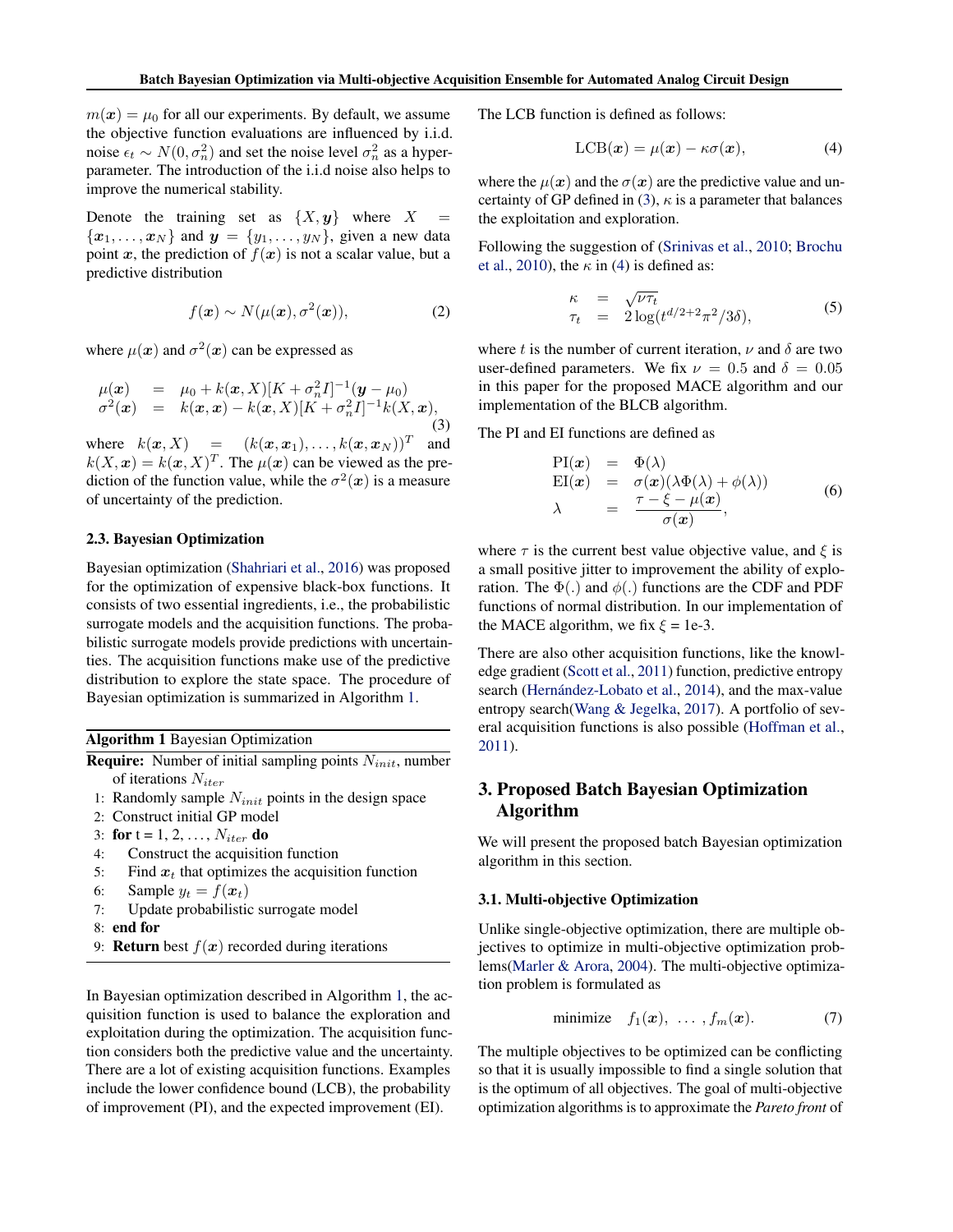$m(\boldsymbol{x}) = \mu_0$ for all our experiments. By default, we assume the objective function evaluations are influenced by i.i.d. noise $\epsilon_t \sim N(0, \sigma_n^2)$ and set the noise level $\sigma_n^2$ as a hyperparameter. The introduction of the i.i.d noise also helps to improve the numerical stability.

Denote the training set as $\{X, \boldsymbol{y}\}$ where $X = \{\boldsymbol{x}_1, \ldots, \boldsymbol{x}_N\}$ and $\boldsymbol{y} = \{y_1, \ldots, y_N\}$, given a new data point $\boldsymbol{x}$, the prediction of $f(\boldsymbol{x})$ is not a scalar value, but a predictive distribution

$$f(\boldsymbol{x}) \sim N(\mu(\boldsymbol{x}), \sigma^2(\boldsymbol{x})), \tag{2}$$

where $\mu(\boldsymbol{x})$ and $\sigma^2(\boldsymbol{x})$ can be expressed as

$$\begin{aligned} \mu(\boldsymbol{x}) &= \mu_0 + k(\boldsymbol{x}, X)[K + \sigma_n^2 I]^{-1}(\boldsymbol{y} - \mu_0) \\ \sigma^2(\boldsymbol{x}) &= k(\boldsymbol{x}, \boldsymbol{x}) - k(\boldsymbol{x}, X)[K + \sigma_n^2 I]^{-1} k(X, \boldsymbol{x}), \end{aligned} \tag{3}$$

where $k(\boldsymbol{x}, X) = (k(\boldsymbol{x}, \boldsymbol{x}_1), \ldots, k(\boldsymbol{x}, \boldsymbol{x}_N))^T$ and $k(X, \boldsymbol{x}) = k(\boldsymbol{x}, X)^T$. The $\mu(\boldsymbol{x})$ can be viewed as the prediction of the function value, while the $\sigma^2(\boldsymbol{x})$ is a measure of uncertainty of the prediction.

### 2.3. Bayesian Optimization

Bayesian optimization (Shahriari et al., 2016) was proposed for the optimization of expensive black-box functions. It consists of two essential ingredients, i.e., the probabilistic surrogate models and the acquisition functions. The probabilistic surrogate models provide predictions with uncertainties. The acquisition functions make use of the predictive distribution to explore the state space. The procedure of Bayesian optimization is summarized in Algorithm 1.

**Algorithm 1** Bayesian Optimization

**Require:** Number of initial sampling points $N_{init}$, number of iterations $N_{iter}$

1: Randomly sample $N_{init}$ points in the design space
2: Construct initial GP model
3: **for** t = 1, 2, ..., $N_{iter}$ **do**
4: &nbsp;&nbsp;&nbsp;&nbsp;Construct the acquisition function
5: &nbsp;&nbsp;&nbsp;&nbsp;Find $\boldsymbol{x}_t$ that optimizes the acquisition function
6: &nbsp;&nbsp;&nbsp;&nbsp;Sample $y_t = f(\boldsymbol{x}_t)$
7: &nbsp;&nbsp;&nbsp;&nbsp;Update probabilistic surrogate model
8: **end for**
9: **Return** best $f(\boldsymbol{x})$ recorded during iterations

In Bayesian optimization described in Algorithm 1, the acquisition function is used to balance the exploration and exploitation during the optimization. The acquisition function considers both the predictive value and the uncertainty. There are a lot of existing acquisition functions. Examples include the lower confidence bound (LCB), the probability of improvement (PI), and the expected improvement (EI).

The LCB function is defined as follows:

$$\text{LCB}(\boldsymbol{x}) = \mu(\boldsymbol{x}) - \kappa\sigma(\boldsymbol{x}), \tag{4}$$

where the $\mu(\boldsymbol{x})$ and the $\sigma(\boldsymbol{x})$ are the predictive value and uncertainty of GP defined in (3), $\kappa$ is a parameter that balances the exploitation and exploration.

Following the suggestion of (Srinivas et al., 2010; Brochu et al., 2010), the $\kappa$ in (4) is defined as:

$$\begin{aligned} \kappa &= \sqrt{\nu \tau_t} \\ \tau_t &= 2\log(t^{d/2+2}\pi^2/3\delta), \end{aligned} \tag{5}$$

where $t$ is the number of current iteration, $\nu$ and $\delta$ are two user-defined parameters. We fix $\nu = 0.5$ and $\delta = 0.05$ in this paper for the proposed MACE algorithm and our implementation of the BLCB algorithm.

The PI and EI functions are defined as

$$\begin{aligned} \text{PI}(\boldsymbol{x}) &= \Phi(\lambda) \\ \text{EI}(\boldsymbol{x}) &= \sigma(\boldsymbol{x})(\lambda\Phi(\lambda) + \phi(\lambda)) \\ \lambda &= \frac{\tau - \xi - \mu(\boldsymbol{x})}{\sigma(\boldsymbol{x})}, \end{aligned} \tag{6}$$

where $\tau$ is the current best value objective value, and $\xi$ is a small positive jitter to improvement the ability of exploration. The $\Phi(.)$ and $\phi(.)$ functions are the CDF and PDF functions of normal distribution. In our implementation of the MACE algorithm, we fix $\xi$ = 1e-3.

There are also other acquisition functions, like the knowledge gradient (Scott et al., 2011) function, predictive entropy search (Hernández-Lobato et al., 2014), and the max-value entropy search(Wang & Jegelka, 2017). A portfolio of several acquisition functions is also possible (Hoffman et al., 2011).

## 3. Proposed Batch Bayesian Optimization Algorithm

We will present the proposed batch Bayesian optimization algorithm in this section.

### 3.1. Multi-objective Optimization

Unlike single-objective optimization, there are multiple objectives to optimize in multi-objective optimization problems(Marler & Arora, 2004). The multi-objective optimization problem is formulated as

$$\text{minimize} \quad f_1(\boldsymbol{x}), \ \ldots \ , f_m(\boldsymbol{x}). \tag{7}$$

The multiple objectives to be optimized can be conflicting so that it is usually impossible to find a single solution that is the optimum of all objectives. The goal of multi-objective optimization algorithms is to approximate the *Pareto front* of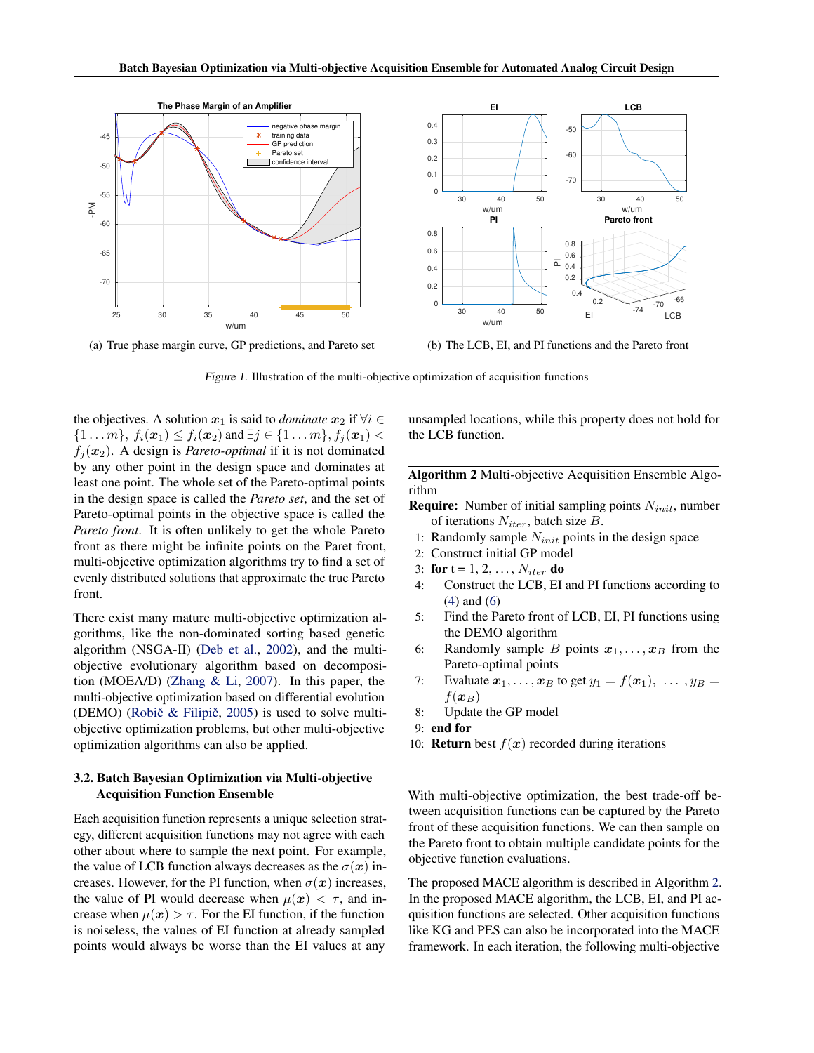(a) True phase margin curve, GP predictions, and Pareto set

(b) The LCB, EI, and PI functions and the Pareto front

*Figure 1.* Illustration of the multi-objective optimization of acquisition functions

the objectives. A solution $\boldsymbol{x}_1$ is said to *dominate* $\boldsymbol{x}_2$ if $\forall i \in \{1 \dots m\},\ f_i(\boldsymbol{x}_1) \le f_i(\boldsymbol{x}_2)$ and $\exists j \in \{1 \dots m\}, f_j(\boldsymbol{x}_1) < f_j(\boldsymbol{x}_2)$. A design is *Pareto-optimal* if it is not dominated by any other point in the design space and dominates at least one point. The whole set of the Pareto-optimal points in the design space is called the *Pareto set*, and the set of Pareto-optimal points in the objective space is called the *Pareto front*. It is often unlikely to get the whole Pareto front as there might be infinite points on the Paret front, multi-objective optimization algorithms try to find a set of evenly distributed solutions that approximate the true Pareto front.

There exist many mature multi-objective optimization algorithms, like the non-dominated sorting based genetic algorithm (NSGA-II) (Deb et al., 2002), and the multi-objective evolutionary algorithm based on decomposition (MOEA/D) (Zhang & Li, 2007). In this paper, the multi-objective optimization based on differential evolution (DEMO) (Robič & Filipič, 2005) is used to solve multi-objective optimization problems, but other multi-objective optimization algorithms can also be applied.

### 3.2. Batch Bayesian Optimization via Multi-objective Acquisition Function Ensemble

Each acquisition function represents a unique selection strategy, different acquisition functions may not agree with each other about where to sample the next point. For example, the value of LCB function always decreases as the $\sigma(\boldsymbol{x})$ increases. However, for the PI function, when $\sigma(\boldsymbol{x})$ increases, the value of PI would decrease when $\mu(\boldsymbol{x}) < \tau$, and increase when $\mu(\boldsymbol{x}) > \tau$. For the EI function, if the function is noiseless, the values of EI function at already sampled points would always be worse than the EI values at any unsampled locations, while this property does not hold for the LCB function.

**Algorithm 2** Multi-objective Acquisition Ensemble Algorithm

**Require:** Number of initial sampling points $N_{init}$, number of iterations $N_{iter}$, batch size $B$.

1: Randomly sample $N_{init}$ points in the design space
2: Construct initial GP model
3: **for** t = 1, 2, ..., $N_{iter}$ **do**
4: Construct the LCB, EI and PI functions according to (4) and (6)
5: Find the Pareto front of LCB, EI, PI functions using the DEMO algorithm
6: Randomly sample $B$ points $\boldsymbol{x}_1, \dots, \boldsymbol{x}_B$ from the Pareto-optimal points
7: Evaluate $\boldsymbol{x}_1, \dots, \boldsymbol{x}_B$ to get $y_1 = f(\boldsymbol{x}_1),\ \dots, y_B = f(\boldsymbol{x}_B)$
8: Update the GP model
9: **end for**
10: **Return** best $f(\boldsymbol{x})$ recorded during iterations

With multi-objective optimization, the best trade-off between acquisition functions can be captured by the Pareto front of these acquisition functions. We can then sample on the Pareto front to obtain multiple candidate points for the objective function evaluations.

The proposed MACE algorithm is described in Algorithm 2. In the proposed MACE algorithm, the LCB, EI, and PI acquisition functions are selected. Other acquisition functions like KG and PES can also be incorporated into the MACE framework. In each iteration, the following multi-objective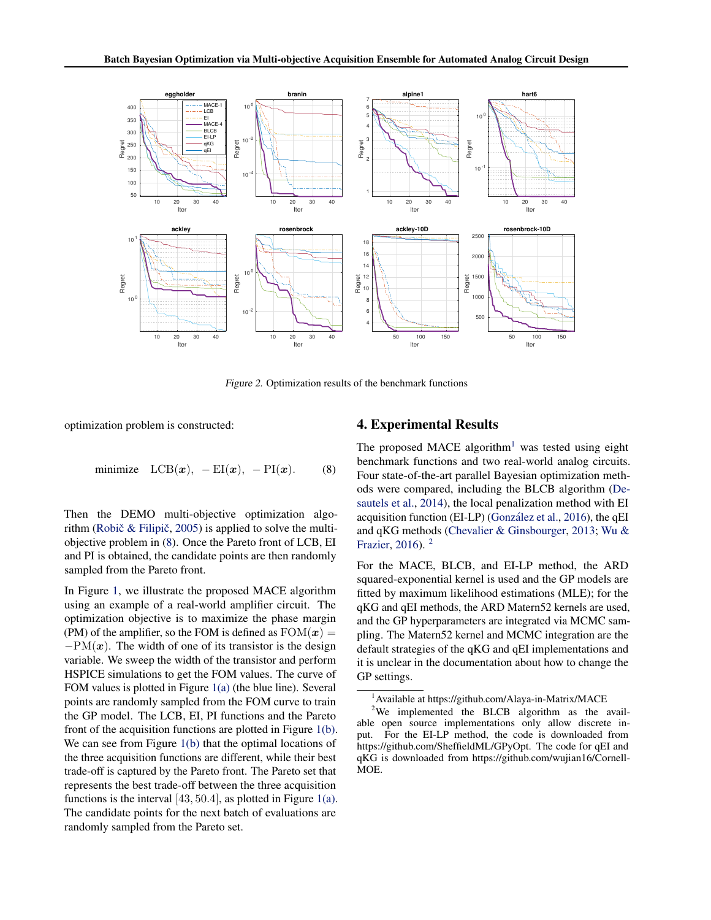Figure 2. Optimization results of the benchmark functions

optimization problem is constructed:

$$\text{minimize} \quad \text{LCB}(\boldsymbol{x}), \ -\text{EI}(\boldsymbol{x}), \ -\text{PI}(\boldsymbol{x}). \tag{8}$$

Then the DEMO multi-objective optimization algorithm (Robič & Filipič, 2005) is applied to solve the multi-objective problem in (8). Once the Pareto front of LCB, EI and PI is obtained, the candidate points are then randomly sampled from the Pareto front.

In Figure 1, we illustrate the proposed MACE algorithm using an example of a real-world amplifier circuit. The optimization objective is to maximize the phase margin (PM) of the amplifier, so the FOM is defined as $\text{FOM}(\boldsymbol{x}) = -\text{PM}(\boldsymbol{x})$. The width of one of its transistor is the design variable. We sweep the width of the transistor and perform HSPICE simulations to get the FOM values. The curve of FOM values is plotted in Figure 1(a) (the blue line). Several points are randomly sampled from the FOM curve to train the GP model. The LCB, EI, PI functions and the Pareto front of the acquisition functions are plotted in Figure 1(b). We can see from Figure 1(b) that the optimal locations of the three acquisition functions are different, while their best trade-off is captured by the Pareto front. The Pareto set that represents the best trade-off between the three acquisition functions is the interval $[43, 50.4]$, as plotted in Figure 1(a). The candidate points for the next batch of evaluations are randomly sampled from the Pareto set.

## 4. Experimental Results

The proposed MACE algorithm[1] was tested using eight benchmark functions and two real-world analog circuits. Four state-of-the-art parallel Bayesian optimization methods were compared, including the BLCB algorithm (Desautels et al., 2014), the local penalization method with EI acquisition function (EI-LP) (González et al., 2016), the qEI and qKG methods (Chevalier & Ginsbourger, 2013; Wu & Frazier, 2016). [2]

For the MACE, BLCB, and EI-LP method, the ARD squared-exponential kernel is used and the GP models are fitted by maximum likelihood estimations (MLE); for the qKG and qEI methods, the ARD Matern52 kernels are used, and the GP hyperparameters are integrated via MCMC sampling. The Matern52 kernel and MCMC integration are the default strategies of the qKG and qEI implementations and it is unclear in the documentation about how to change the GP settings.

[1] Available at https://github.com/Alaya-in-Matrix/MACE

[2] We implemented the BLCB algorithm as the available open source implementations only allow discrete input. For the EI-LP method, the code is downloaded from https://github.com/SheffieldML/GPyOpt. The code for qEI and qKG is downloaded from https://github.com/wujian16/Cornell-MOE.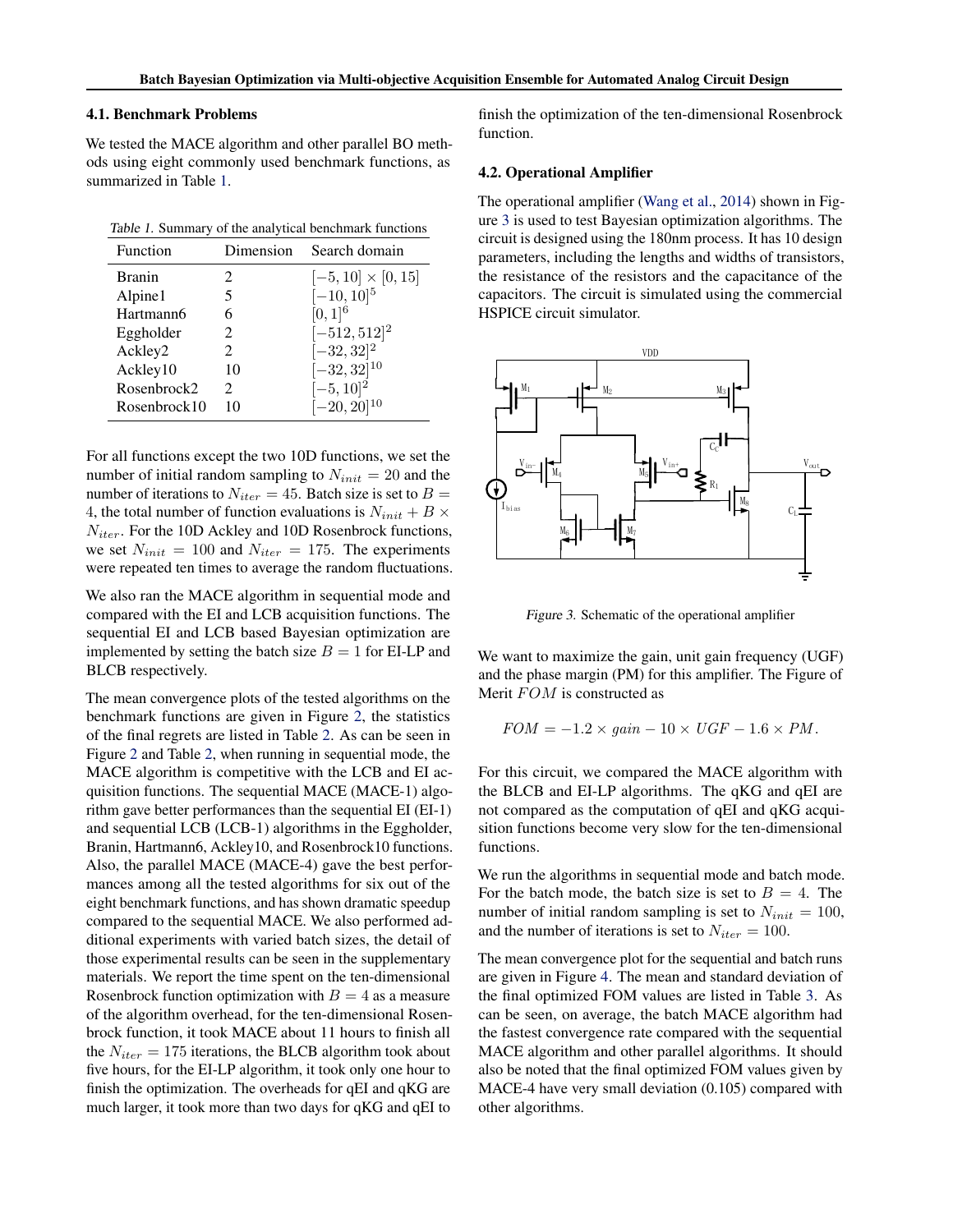### 4.1. Benchmark Problems

We tested the MACE algorithm and other parallel BO methods using eight commonly used benchmark functions, as summarized in Table 1.

Table 1. Summary of the analytical benchmark functions

| Function | Dimension | Search domain |
|---|---|---|
| Branin | 2 | $[-5, 10] \times [0, 15]$ |
| Alpine1 | 5 | $[-10, 10]^5$ |
| Hartmann6 | 6 | $[0, 1]^6$ |
| Eggholder | 2 | $[-512, 512]^2$ |
| Ackley2 | 2 | $[-32, 32]^2$ |
| Ackley10 | 10 | $[-32, 32]^{10}$ |
| Rosenbrock2 | 2 | $[-5, 10]^2$ |
| Rosenbrock10 | 10 | $[-20, 20]^{10}$ |

For all functions except the two 10D functions, we set the number of initial random sampling to $N_{init} = 20$ and the number of iterations to $N_{iter} = 45$. Batch size is set to $B = 4$, the total number of function evaluations is $N_{init} + B \times N_{iter}$. For the 10D Ackley and 10D Rosenbrock functions, we set $N_{init} = 100$ and $N_{iter} = 175$. The experiments were repeated ten times to average the random fluctuations.

We also ran the MACE algorithm in sequential mode and compared with the EI and LCB acquisition functions. The sequential EI and LCB based Bayesian optimization are implemented by setting the batch size $B = 1$ for EI-LP and BLCB respectively.

The mean convergence plots of the tested algorithms on the benchmark functions are given in Figure 2, the statistics of the final regrets are listed in Table 2. As can be seen in Figure 2 and Table 2, when running in sequential mode, the MACE algorithm is competitive with the LCB and EI acquisition functions. The sequential MACE (MACE-1) algorithm gave better performances than the sequential EI (EI-1) and sequential LCB (LCB-1) algorithms in the Eggholder, Branin, Hartmann6, Ackley10, and Rosenbrock10 functions. Also, the parallel MACE (MACE-4) gave the best performances among all the tested algorithms for six out of the eight benchmark functions, and has shown dramatic speedup compared to the sequential MACE. We also performed additional experiments with varied batch sizes, the detail of those experimental results can be seen in the supplementary materials. We report the time spent on the ten-dimensional Rosenbrock function optimization with $B = 4$ as a measure of the algorithm overhead, for the ten-dimensional Rosenbrock function, it took MACE about 11 hours to finish all the $N_{iter} = 175$ iterations, the BLCB algorithm took about five hours, for the EI-LP algorithm, it took only one hour to finish the optimization. The overheads for qEI and qKG are much larger, it took more than two days for qKG and qEI to finish the optimization of the ten-dimensional Rosenbrock function.

### 4.2. Operational Amplifier

The operational amplifier (Wang et al., 2014) shown in Figure 3 is used to test Bayesian optimization algorithms. The circuit is designed using the 180nm process. It has 10 design parameters, including the lengths and widths of transistors, the resistance of the resistors and the capacitance of the capacitors. The circuit is simulated using the commercial HSPICE circuit simulator.

Figure 3. Schematic of the operational amplifier

We want to maximize the gain, unit gain frequency (UGF) and the phase margin (PM) for this amplifier. The Figure of Merit $FOM$ is constructed as

$$FOM = -1.2 \times gain - 10 \times UGF - 1.6 \times PM.$$

For this circuit, we compared the MACE algorithm with the BLCB and EI-LP algorithms. The qKG and qEI are not compared as the computation of qEI and qKG acquisition functions become very slow for the ten-dimensional functions.

We run the algorithms in sequential mode and batch mode. For the batch mode, the batch size is set to $B = 4$. The number of initial random sampling is set to $N_{init} = 100$, and the number of iterations is set to $N_{iter} = 100$.

The mean convergence plot for the sequential and batch runs are given in Figure 4. The mean and standard deviation of the final optimized FOM values are listed in Table 3. As can be seen, on average, the batch MACE algorithm had the fastest convergence rate compared with the sequential MACE algorithm and other parallel algorithms. It should also be noted that the final optimized FOM values given by MACE-4 have very small deviation (0.105) compared with other algorithms.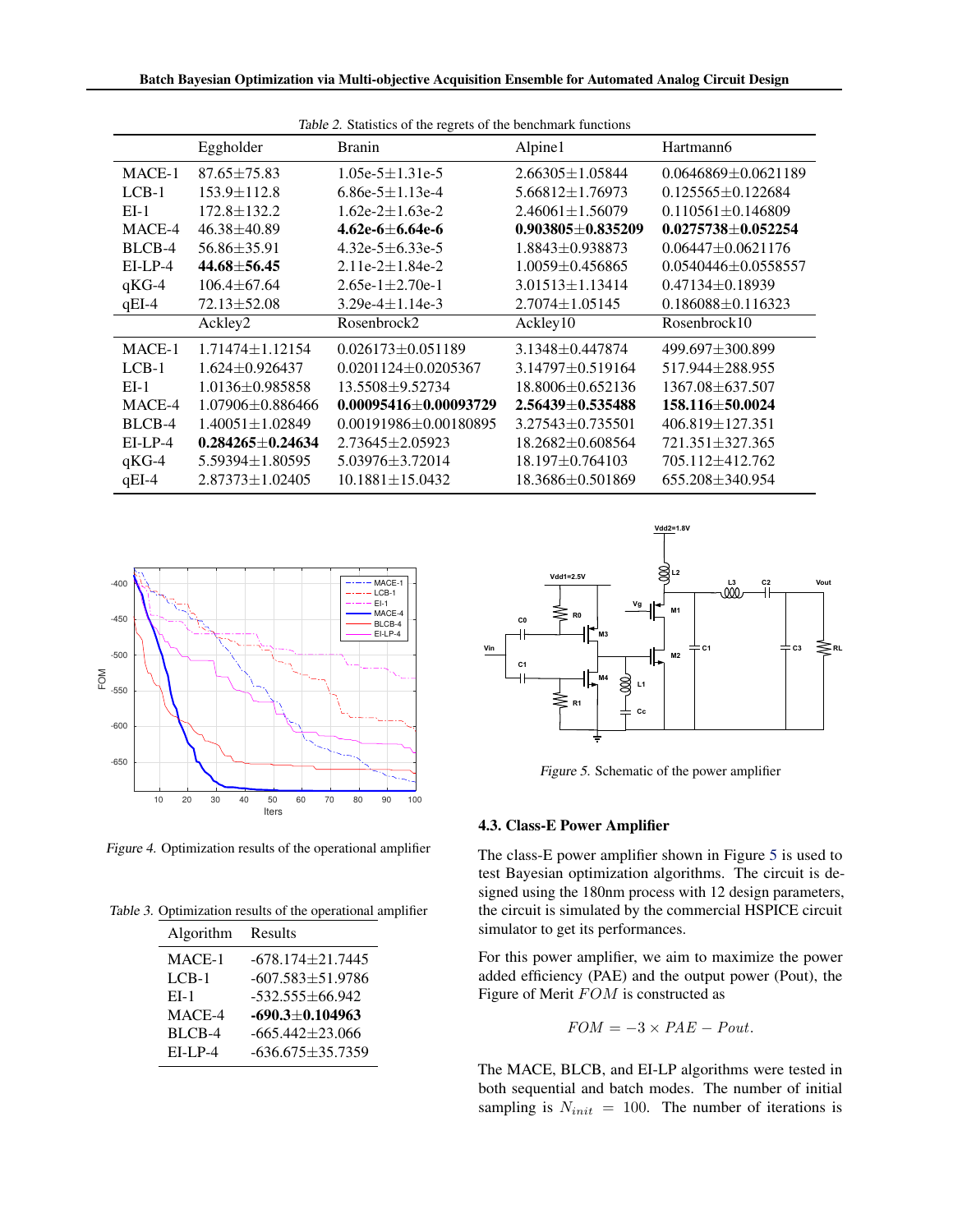Table 2. Statistics of the regrets of the benchmark functions

| | Eggholder | Branin | Alpine1 | Hartmann6 |
|---|---|---|---|---|
| MACE-1 | 87.65±75.83 | 1.05e-5±1.31e-5 | 2.66305±1.05844 | 0.0646869±0.0621189 |
| LCB-1 | 153.9±112.8 | 6.86e-5±1.13e-4 | 5.66812±1.76973 | 0.125565±0.122684 |
| EI-1 | 172.8±132.2 | 1.62e-2±1.63e-2 | 2.46061±1.56079 | 0.110561±0.146809 |
| MACE-4 | 46.38±40.89 | **4.62e-6±6.64e-6** | **0.903805±0.835209** | **0.0275738±0.052254** |
| BLCB-4 | 56.86±35.91 | 4.32e-5±6.33e-5 | 1.8843±0.938873 | 0.06447±0.0621176 |
| EI-LP-4 | **44.68±56.45** | 2.11e-2±1.84e-2 | 1.0059±0.456865 | 0.0540446±0.0558557 |
| qKG-4 | 106.4±67.64 | 2.65e-1±2.70e-1 | 3.01513±1.13414 | 0.47134±0.18939 |
| qEI-4 | 72.13±52.08 | 3.29e-4±1.14e-3 | 2.7074±1.05145 | 0.186088±0.116323 |
| | Ackley2 | Rosenbrock2 | Ackley10 | Rosenbrock10 |
| MACE-1 | 1.71474±1.12154 | 0.026173±0.051189 | 3.1348±0.447874 | 499.697±300.899 |
| LCB-1 | 1.624±0.926437 | 0.0201124±0.0205367 | 3.14797±0.519164 | 517.944±288.955 |
| EI-1 | 1.0136±0.985858 | 13.5508±9.52734 | 18.8006±0.652136 | 1367.08±637.507 |
| MACE-4 | 1.07906±0.886466 | **0.00095416±0.00093729** | **2.56439±0.535488** | **158.116±50.0024** |
| BLCB-4 | 1.40051±1.02849 | 0.00191986±0.00180895 | 3.27543±0.735501 | 406.819±127.351 |
| EI-LP-4 | **0.284265±0.24634** | 2.73645±2.05923 | 18.2682±0.608564 | 721.351±327.365 |
| qKG-4 | 5.59394±1.80595 | 5.03976±3.72014 | 18.197±0.764103 | 705.112±412.762 |
| qEI-4 | 2.87373±1.02405 | 10.1881±15.0432 | 18.3686±0.501869 | 655.208±340.954 |

Figure 4. Optimization results of the operational amplifier

Table 3. Optimization results of the operational amplifier

| Algorithm | Results |
|---|---|
| MACE-1 | -678.174±21.7445 |
| LCB-1 | -607.583±51.9786 |
| EI-1 | -532.555±66.942 |
| MACE-4 | **-690.3±0.104963** |
| BLCB-4 | -665.442±23.066 |
| EI-LP-4 | -636.675±35.7359 |

Figure 5. Schematic of the power amplifier

### 4.3. Class-E Power Amplifier

The class-E power amplifier shown in Figure 5 is used to test Bayesian optimization algorithms. The circuit is designed using the 180nm process with 12 design parameters, the circuit is simulated by the commercial HSPICE circuit simulator to get its performances.

For this power amplifier, we aim to maximize the power added efficiency (PAE) and the output power (Pout), the Figure of Merit $FOM$ is constructed as

$$FOM = -3 \times PAE - Pout.$$

The MACE, BLCB, and EI-LP algorithms were tested in both sequential and batch modes. The number of initial sampling is $N_{init} = 100$. The number of iterations is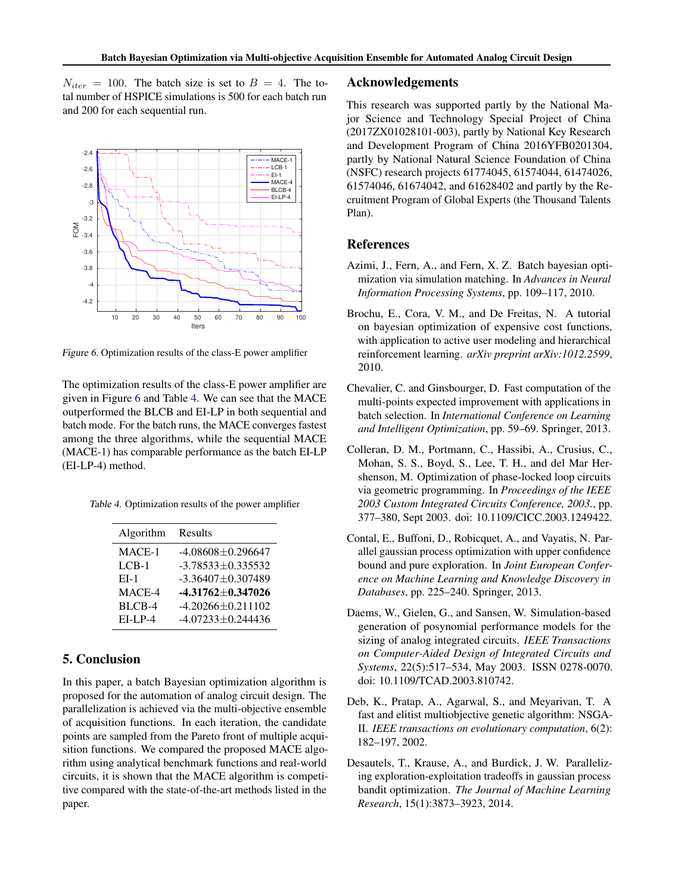$N_{iter} = 100$. The batch size is set to $B = 4$. The total number of HSPICE simulations is 500 for each batch run and 200 for each sequential run.

*Figure 6.* Optimization results of the class-E power amplifier

The optimization results of the class-E power amplifier are given in Figure 6 and Table 4. We can see that the MACE outperformed the BLCB and EI-LP in both sequential and batch mode. For the batch runs, the MACE converges fastest among the three algorithms, while the sequential MACE (MACE-1) has comparable performance as the batch EI-LP (EI-LP-4) method.

*Table 4.* Optimization results of the power amplifier

| Algorithm | Results |
|---|---|
| MACE-1 | -4.08608±0.296647 |
| LCB-1 | -3.78533±0.335532 |
| EI-1 | -3.36407±0.307489 |
| MACE-4 | **-4.31762±0.347026** |
| BLCB-4 | -4.20266±0.211102 |
| EI-LP-4 | -4.07233±0.244436 |

## 5. Conclusion

In this paper, a batch Bayesian optimization algorithm is proposed for the automation of analog circuit design. The parallelization is achieved via the multi-objective ensemble of acquisition functions. In each iteration, the candidate points are sampled from the Pareto front of multiple acquisition functions. We compared the proposed MACE algorithm using analytical benchmark functions and real-world circuits, it is shown that the MACE algorithm is competitive compared with the state-of-the-art methods listed in the paper.

## Acknowledgements

This research was supported partly by the National Major Science and Technology Special Project of China (2017ZX01028101-003), partly by National Key Research and Development Program of China 2016YFB0201304, partly by National Natural Science Foundation of China (NSFC) research projects 61774045, 61574044, 61474026, 61574046, 61674042, and 61628402 and partly by the Recruitment Program of Global Experts (the Thousand Talents Plan).

## References

Azimi, J., Fern, A., and Fern, X. Z. Batch bayesian optimization via simulation matching. In *Advances in Neural Information Processing Systems*, pp. 109–117, 2010.

Brochu, E., Cora, V. M., and De Freitas, N. A tutorial on bayesian optimization of expensive cost functions, with application to active user modeling and hierarchical reinforcement learning. *arXiv preprint arXiv:1012.2599*, 2010.

Chevalier, C. and Ginsbourger, D. Fast computation of the multi-points expected improvement with applications in batch selection. In *International Conference on Learning and Intelligent Optimization*, pp. 59–69. Springer, 2013.

Colleran, D. M., Portmann, C., Hassibi, A., Crusius, C., Mohan, S. S., Boyd, S., Lee, T. H., and del Mar Hershenson, M. Optimization of phase-locked loop circuits via geometric programming. In *Proceedings of the IEEE 2003 Custom Integrated Circuits Conference, 2003.*, pp. 377–380, Sept 2003. doi: 10.1109/CICC.2003.1249422.

Contal, E., Buffoni, D., Robicquet, A., and Vayatis, N. Parallel gaussian process optimization with upper confidence bound and pure exploration. In *Joint European Conference on Machine Learning and Knowledge Discovery in Databases*, pp. 225–240. Springer, 2013.

Daems, W., Gielen, G., and Sansen, W. Simulation-based generation of posynomial performance models for the sizing of analog integrated circuits. *IEEE Transactions on Computer-Aided Design of Integrated Circuits and Systems*, 22(5):517–534, May 2003. ISSN 0278-0070. doi: 10.1109/TCAD.2003.810742.

Deb, K., Pratap, A., Agarwal, S., and Meyarivan, T. A fast and elitist multiobjective genetic algorithm: NSGA-II. *IEEE transactions on evolutionary computation*, 6(2): 182–197, 2002.

Desautels, T., Krause, A., and Burdick, J. W. Parallelizing exploration-exploitation tradeoffs in gaussian process bandit optimization. *The Journal of Machine Learning Research*, 15(1):3873–3923, 2014.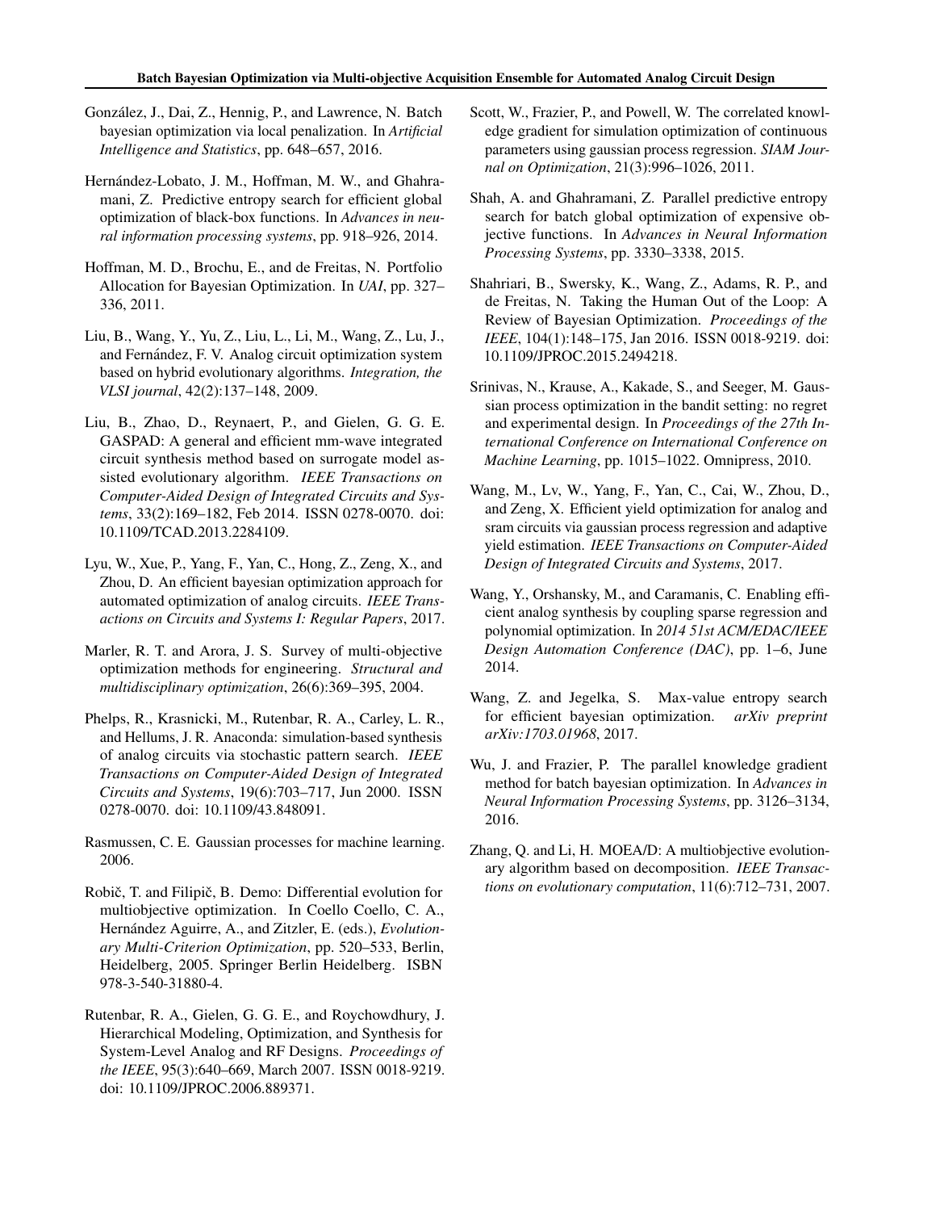González, J., Dai, Z., Hennig, P., and Lawrence, N. Batch bayesian optimization via local penalization. In *Artificial Intelligence and Statistics*, pp. 648–657, 2016.

Hernández-Lobato, J. M., Hoffman, M. W., and Ghahramani, Z. Predictive entropy search for efficient global optimization of black-box functions. In *Advances in neural information processing systems*, pp. 918–926, 2014.

Hoffman, M. D., Brochu, E., and de Freitas, N. Portfolio Allocation for Bayesian Optimization. In *UAI*, pp. 327–336, 2011.

Liu, B., Wang, Y., Yu, Z., Liu, L., Li, M., Wang, Z., Lu, J., and Fernández, F. V. Analog circuit optimization system based on hybrid evolutionary algorithms. *Integration, the VLSI journal*, 42(2):137–148, 2009.

Liu, B., Zhao, D., Reynaert, P., and Gielen, G. G. E. GASPAD: A general and efficient mm-wave integrated circuit synthesis method based on surrogate model assisted evolutionary algorithm. *IEEE Transactions on Computer-Aided Design of Integrated Circuits and Systems*, 33(2):169–182, Feb 2014. ISSN 0278-0070. doi: 10.1109/TCAD.2013.2284109.

Lyu, W., Xue, P., Yang, F., Yan, C., Hong, Z., Zeng, X., and Zhou, D. An efficient bayesian optimization approach for automated optimization of analog circuits. *IEEE Transactions on Circuits and Systems I: Regular Papers*, 2017.

Marler, R. T. and Arora, J. S. Survey of multi-objective optimization methods for engineering. *Structural and multidisciplinary optimization*, 26(6):369–395, 2004.

Phelps, R., Krasnicki, M., Rutenbar, R. A., Carley, L. R., and Hellums, J. R. Anaconda: simulation-based synthesis of analog circuits via stochastic pattern search. *IEEE Transactions on Computer-Aided Design of Integrated Circuits and Systems*, 19(6):703–717, Jun 2000. ISSN 0278-0070. doi: 10.1109/43.848091.

Rasmussen, C. E. Gaussian processes for machine learning. 2006.

Robič, T. and Filipič, B. Demo: Differential evolution for multiobjective optimization. In Coello Coello, C. A., Hernández Aguirre, A., and Zitzler, E. (eds.), *Evolutionary Multi-Criterion Optimization*, pp. 520–533, Berlin, Heidelberg, 2005. Springer Berlin Heidelberg. ISBN 978-3-540-31880-4.

Rutenbar, R. A., Gielen, G. G. E., and Roychowdhury, J. Hierarchical Modeling, Optimization, and Synthesis for System-Level Analog and RF Designs. *Proceedings of the IEEE*, 95(3):640–669, March 2007. ISSN 0018-9219. doi: 10.1109/JPROC.2006.889371.

Scott, W., Frazier, P., and Powell, W. The correlated knowledge gradient for simulation optimization of continuous parameters using gaussian process regression. *SIAM Journal on Optimization*, 21(3):996–1026, 2011.

Shah, A. and Ghahramani, Z. Parallel predictive entropy search for batch global optimization of expensive objective functions. In *Advances in Neural Information Processing Systems*, pp. 3330–3338, 2015.

Shahriari, B., Swersky, K., Wang, Z., Adams, R. P., and de Freitas, N. Taking the Human Out of the Loop: A Review of Bayesian Optimization. *Proceedings of the IEEE*, 104(1):148–175, Jan 2016. ISSN 0018-9219. doi: 10.1109/JPROC.2015.2494218.

Srinivas, N., Krause, A., Kakade, S., and Seeger, M. Gaussian process optimization in the bandit setting: no regret and experimental design. In *Proceedings of the 27th International Conference on International Conference on Machine Learning*, pp. 1015–1022. Omnipress, 2010.

Wang, M., Lv, W., Yang, F., Yan, C., Cai, W., Zhou, D., and Zeng, X. Efficient yield optimization for analog and sram circuits via gaussian process regression and adaptive yield estimation. *IEEE Transactions on Computer-Aided Design of Integrated Circuits and Systems*, 2017.

Wang, Y., Orshansky, M., and Caramanis, C. Enabling efficient analog synthesis by coupling sparse regression and polynomial optimization. In *2014 51st ACM/EDAC/IEEE Design Automation Conference (DAC)*, pp. 1–6, June 2014.

Wang, Z. and Jegelka, S. Max-value entropy search for efficient bayesian optimization. *arXiv preprint arXiv:1703.01968*, 2017.

Wu, J. and Frazier, P. The parallel knowledge gradient method for batch bayesian optimization. In *Advances in Neural Information Processing Systems*, pp. 3126–3134, 2016.

Zhang, Q. and Li, H. MOEA/D: A multiobjective evolutionary algorithm based on decomposition. *IEEE Transactions on evolutionary computation*, 11(6):712–731, 2007.